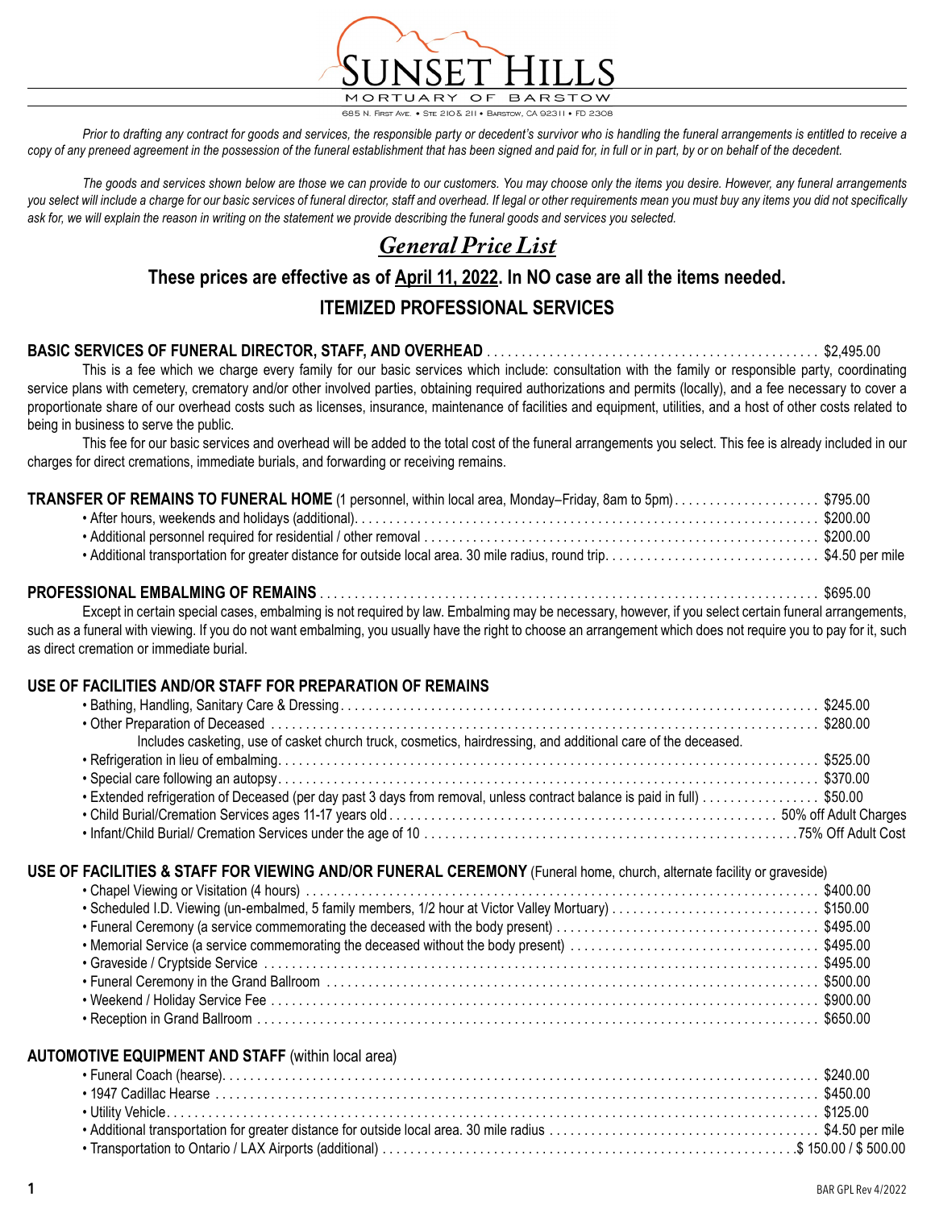# SUNSET HILLS

MORTUARY OF BARSTOW

685 N. First Ave. • Ste 210 & 211 • Barstow, CA 92311 • FD 2308

*Prior to drafting any contract for goods and services, the responsible party or decedent's survivor who is handling the funeral arrangements is entitled to receive a copy of any preneed agreement in the possession of the funeral establishment that has been signed and paid for, in full or in part, by or on behalf of the decedent.*

*The goods and services shown below are those we can provide to our customers. You may choose only the items you desire. However, any funeral arrangements you select will include a charge for our basic services of funeral director, staff and overhead. If legal or other requirements mean you must buy any items you did not specifically ask for, we will explain the reason in writing on the statement we provide describing the funeral goods and services you selected.*

## *General Price List*

### These prices are effective as of April 11, 2022. In NO case are all the items needed.

### ITEMIZED PROFESSIONAL SERVICES

**BASIC SERVICES OF FUNERAL DIRECTOR, STAFF, AND OVERHEAD** ............ $2,495.00

This is a fee which we charge every family for our basic services which include: consultation with the family or responsible party, coordinating service plans with cemetery, crematory and/or other involved parties, obtaining required authorizations and permits (locally), and a fee necessary to cover a proportionate share of our overhead costs such as licenses, insurance, maintenance of facilities and equipment, utilities, and a host of other costs related to being in business to serve the public.

This fee for our basic services and overhead will be added to the total cost of the funeral arrangements you select. This fee is already included in our charges for direct cremations, immediate burials, and forwarding or receiving remains.

**TRANSFER OF REMAINS TO FUNERAL HOME** (1 personnel, within local area, Monday–Friday, 8am to 5pm) ............ $795.00

- After hours, weekends and holidays (additional) ............ $200.00
- Additional personnel required for residential / other removal ............ $200.00
- Additional transportation for greater distance for outside local area. 30 mile radius, round trip ............ $4.50 per mile

**PROFESSIONAL EMBALMING OF REMAINS** ............ $695.00

Except in certain special cases, embalming is not required by law. Embalming may be necessary, however, if you select certain funeral arrangements, such as a funeral with viewing. If you do not want embalming, you usually have the right to choose an arrangement which does not require you to pay for it, such as direct cremation or immediate burial.

**USE OF FACILITIES AND/OR STAFF FOR PREPARATION OF REMAINS**

- Bathing, Handling, Sanitary Care & Dressing ............ $245.00
- Other Preparation of Deceased ............ $280.00
  Includes casketing, use of casket church truck, cosmetics, hairdressing, and additional care of the deceased.
- Refrigeration in lieu of embalming ............ $525.00
- Special care following an autopsy ............ $370.00
- Extended refrigeration of Deceased (per day past 3 days from removal, unless contract balance is paid in full) ............ $50.00
- Child Burial/Cremation Services ages 11-17 years old ............ 50% off Adult Charges
- Infant/Child Burial/ Cremation Services under the age of 10 ............ 75% Off Adult Cost

**USE OF FACILITIES & STAFF FOR VIEWING AND/OR FUNERAL CEREMONY** (Funeral home, church, alternate facility or graveside)

- Chapel Viewing or Visitation (4 hours) ............ $400.00
- Scheduled I.D. Viewing (un-embalmed, 5 family members, 1/2 hour at Victor Valley Mortuary) ............ $150.00
- Funeral Ceremony (a service commemorating the deceased with the body present) ............ $495.00
- Memorial Service (a service commemorating the deceased without the body present) ............ $495.00
- Graveside / Cryptside Service ............ $495.00
- Funeral Ceremony in the Grand Ballroom ............ $500.00
- Weekend / Holiday Service Fee ............ $900.00
- Reception in Grand Ballroom ............ $650.00

**AUTOMOTIVE EQUIPMENT AND STAFF** (within local area)

- Funeral Coach (hearse) ............ $240.00
- 1947 Cadillac Hearse ............ $450.00
- Utility Vehicle ............ $125.00
- Additional transportation for greater distance for outside local area. 30 mile radius ............ $4.50 per mile
- Transportation to Ontario / LAX Airports (additional) ............ $ 150.00 / $ 500.00

BAR GPL Rev 4/2022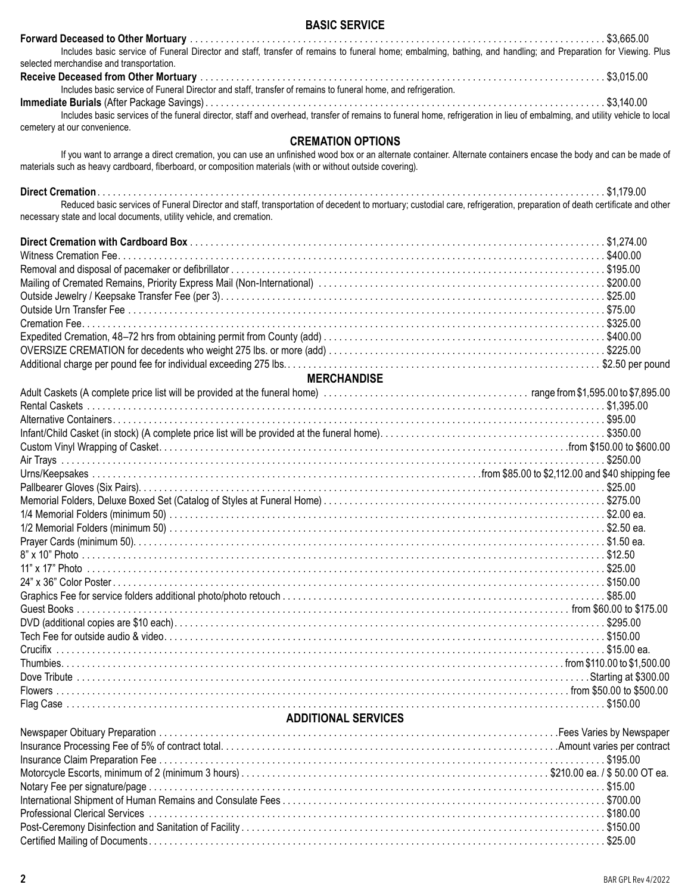## BASIC SERVICE

**Forward Deceased to Other Mortuary** . . . . . . . . . . . . . . . . . . . . . . . . . . . . . . . . . . . . . . . . . . . . . . . . . . . . . . . . . . . . . . . . . . . . . . . . . . . . . . . . $3,665.00

Includes basic service of Funeral Director and staff, transfer of remains to funeral home; embalming, bathing, and handling; and Preparation for Viewing. Plus selected merchandise and transportation.

**Receive Deceased from Other Mortuary** . . . . . . . . . . . . . . . . . . . . . . . . . . . . . . . . . . . . . . . . . . . . . . . . . . . . . . . . . . . . . . . . . . . . . . . . . . . . . . . $3,015.00

Includes basic service of Funeral Director and staff, transfer of remains to funeral home, and refrigeration.

**Immediate Burials** (After Package Savings) . . . . . . . . . . . . . . . . . . . . . . . . . . . . . . . . . . . . . . . . . . . . . . . . . . . . . . . . . . . . . . . . . . . . . . . . . . . . . . . $3,140.00

Includes basic services of the funeral director, staff and overhead, transfer of remains to funeral home, refrigeration in lieu of embalming, and utility vehicle to local cemetery at our convenience.

## CREMATION OPTIONS

If you want to arrange a direct cremation, you can use an unfinished wood box or an alternate container. Alternate containers encase the body and can be made of materials such as heavy cardboard, fiberboard, or composition materials (with or without outside covering).

**Direct Cremation** . . . . . . . . . . . . . . . . . . . . . . . . . . . . . . . . . . . . . . . . . . . . . . . . . . . . . . . . . . . . . . . . . . . . . . . . . . . . . . . . . . . . . . . . . . . . . . $1,179.00

Reduced basic services of Funeral Director and staff, transportation of decedent to mortuary; custodial care, refrigeration, preparation of death certificate and other necessary state and local documents, utility vehicle, and cremation.

| Item | Price |
|---|---|
| **Direct Cremation with Cardboard Box** | $1,274.00 |
| Witness Cremation Fee | $400.00 |
| Removal and disposal of pacemaker or defibrillator | $195.00 |
| Mailing of Cremated Remains, Priority Express Mail (Non-International) | $200.00 |
| Outside Jewelry / Keepsake Transfer Fee (per 3) | $25.00 |
| Outside Urn Transfer Fee | $75.00 |
| Cremation Fee | $325.00 |
| Expedited Cremation, 48–72 hrs from obtaining permit from County (add) | $400.00 |
| OVERSIZE CREMATION for decedents who weight 275 lbs. or more (add) | $225.00 |
| Additional charge per pound fee for individual exceeding 275 lbs. | $2.50 per pound |

## MERCHANDISE

| Item | Price |
|---|---|
| Adult Caskets (A complete price list will be provided at the funeral home) | range from $1,595.00 to $7,895.00 |
| Rental Caskets | $1,395.00 |
| Alternative Containers | $95.00 |
| Infant/Child Casket (in stock) (A complete price list will be provided at the funeral home) | $350.00 |
| Custom Vinyl Wrapping of Casket | from $150.00 to $600.00 |
| Air Trays | $250.00 |
| Urns/Keepsakes | from $85.00 to $2,112.00 and $40 shipping fee |
| Pallbearer Gloves (Six Pairs) | $25.00 |
| Memorial Folders, Deluxe Boxed Set (Catalog of Styles at Funeral Home) | $275.00 |
| 1/4 Memorial Folders (minimum 50) | $2.00 ea. |
| 1/2 Memorial Folders (minimum 50) | $2.50 ea. |
| Prayer Cards (minimum 50) | $1.50 ea. |
| 8” x 10” Photo | $12.50 |
| 11” x 17” Photo | $25.00 |
| 24” x 36” Color Poster | $150.00 |
| Graphics Fee for service folders additional photo/photo retouch | $85.00 |
| Guest Books | from $60.00 to $175.00 |
| DVD (additional copies are $10 each) | $295.00 |
| Tech Fee for outside audio & video | $150.00 |
| Crucifix | $15.00 ea. |
| Thumbies | from $110.00 to $1,500.00 |
| Dove Tribute | Starting at $300.00 |
| Flowers | from $50.00 to $500.00 |
| Flag Case | $150.00 |

## ADDITIONAL SERVICES

| Item | Price |
|---|---|
| Newspaper Obituary Preparation | Fees Varies by Newspaper |
| Insurance Processing Fee of 5% of contract total | Amount varies per contract |
| Insurance Claim Preparation Fee | $195.00 |
| Motorcycle Escorts, minimum of 2 (minimum 3 hours) | $210.00 ea. / $ 50.00 OT ea. |
| Notary Fee per signature/page | $15.00 |
| International Shipment of Human Remains and Consulate Fees | $700.00 |
| Professional Clerical Services | $180.00 |
| Post-Ceremony Disinfection and Sanitation of Facility | $150.00 |
| Certified Mailing of Documents | $25.00 |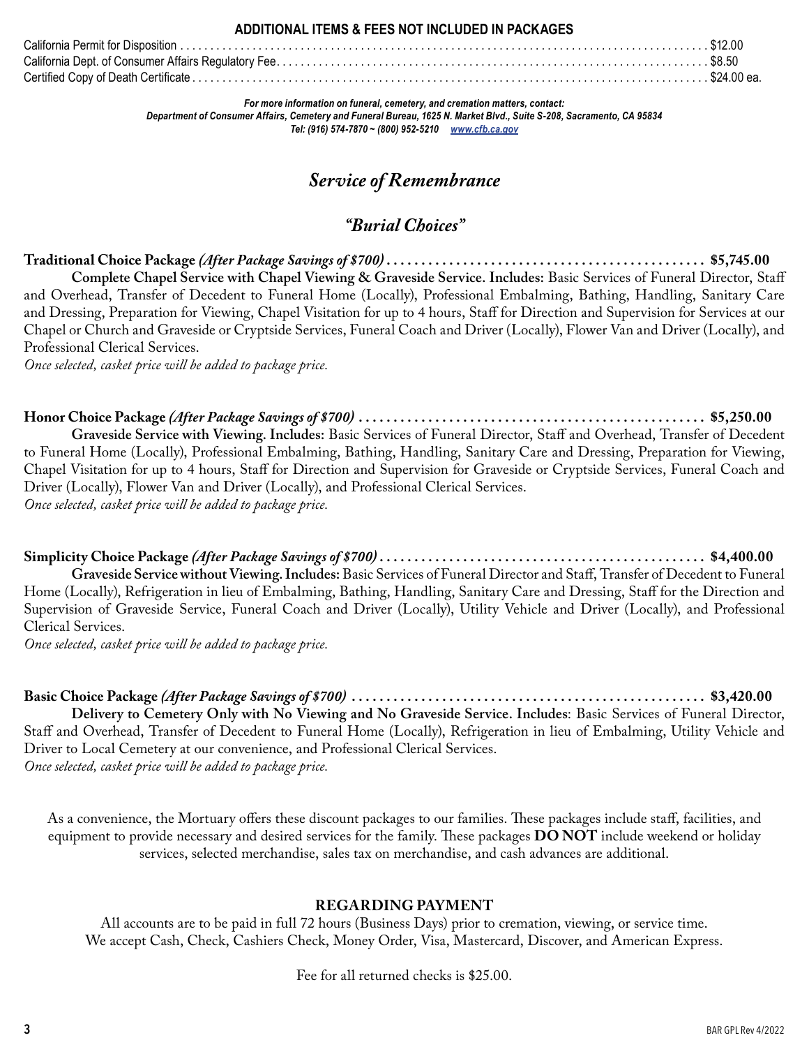## ADDITIONAL ITEMS & FEES NOT INCLUDED IN PACKAGES

| Item | Price |
| --- | --- |
| California Permit for Disposition | $12.00 |
| California Dept. of Consumer Affairs Regulatory Fee | $8.50 |
| Certified Copy of Death Certificate | $24.00 ea. |

***For more information on funeral, cemetery, and cremation matters, contact:***
***Department of Consumer Affairs, Cemetery and Funeral Bureau, 1625 N. Market Blvd., Suite S-208, Sacramento, CA 95834***
***Tel: (916) 574-7870 ~ (800) 952-5210 www.cfb.ca.gov***

# *Service of Remembrance*

## *"Burial Choices"*

**Traditional Choice Package** *(After Package Savings of $700)* .................................... **$5,745.00**

**Complete Chapel Service with Chapel Viewing & Graveside Service. Includes:** Basic Services of Funeral Director, Staff and Overhead, Transfer of Decedent to Funeral Home (Locally), Professional Embalming, Bathing, Handling, Sanitary Care and Dressing, Preparation for Viewing, Chapel Visitation for up to 4 hours, Staff for Direction and Supervision for Services at our Chapel or Church and Graveside or Cryptside Services, Funeral Coach and Driver (Locally), Flower Van and Driver (Locally), and Professional Clerical Services.

*Once selected, casket price will be added to package price.*

**Honor Choice Package** *(After Package Savings of $700)* .................................... **$5,250.00**

**Graveside Service with Viewing. Includes:** Basic Services of Funeral Director, Staff and Overhead, Transfer of Decedent to Funeral Home (Locally), Professional Embalming, Bathing, Handling, Sanitary Care and Dressing, Preparation for Viewing, Chapel Visitation for up to 4 hours, Staff for Direction and Supervision for Graveside or Cryptside Services, Funeral Coach and Driver (Locally), Flower Van and Driver (Locally), and Professional Clerical Services.

*Once selected, casket price will be added to package price.*

**Simplicity Choice Package** *(After Package Savings of $700)* .................................... **$4,400.00**

**Graveside Service without Viewing. Includes:** Basic Services of Funeral Director and Staff, Transfer of Decedent to Funeral Home (Locally), Refrigeration in lieu of Embalming, Bathing, Handling, Sanitary Care and Dressing, Staff for the Direction and Supervision of Graveside Service, Funeral Coach and Driver (Locally), Utility Vehicle and Driver (Locally), and Professional Clerical Services.

*Once selected, casket price will be added to package price.*

**Basic Choice Package** *(After Package Savings of $700)* .................................... **$3,420.00**

**Delivery to Cemetery Only with No Viewing and No Graveside Service. Includes:** Basic Services of Funeral Director, Staff and Overhead, Transfer of Decedent to Funeral Home (Locally), Refrigeration in lieu of Embalming, Utility Vehicle and Driver to Local Cemetery at our convenience, and Professional Clerical Services.

*Once selected, casket price will be added to package price.*

As a convenience, the Mortuary offers these discount packages to our families. These packages include staff, facilities, and equipment to provide necessary and desired services for the family. These packages **DO NOT** include weekend or holiday services, selected merchandise, sales tax on merchandise, and cash advances are additional.

### REGARDING PAYMENT

All accounts are to be paid in full 72 hours (Business Days) prior to cremation, viewing, or service time.
We accept Cash, Check, Cashiers Check, Money Order, Visa, Mastercard, Discover, and American Express.

Fee for all returned checks is $25.00.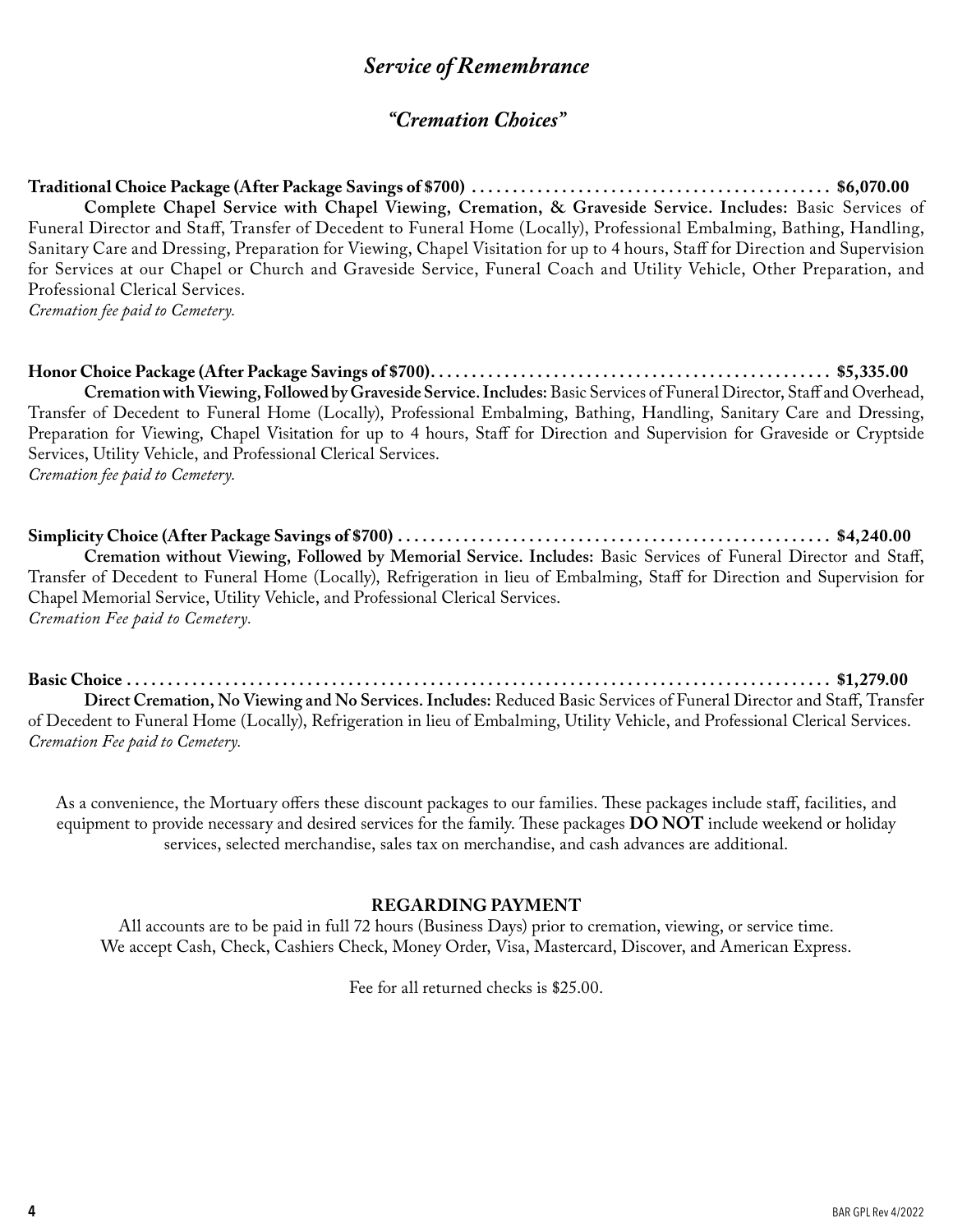## *Service of Remembrance*

### *"Cremation Choices"*

**Traditional Choice Package (After Package Savings of $700) .......................................... $6,070.00**

**Complete Chapel Service with Chapel Viewing, Cremation, & Graveside Service. Includes:** Basic Services of Funeral Director and Staff, Transfer of Decedent to Funeral Home (Locally), Professional Embalming, Bathing, Handling, Sanitary Care and Dressing, Preparation for Viewing, Chapel Visitation for up to 4 hours, Staff for Direction and Supervision for Services at our Chapel or Church and Graveside Service, Funeral Coach and Utility Vehicle, Other Preparation, and Professional Clerical Services.

*Cremation fee paid to Cemetery.*

**Honor Choice Package (After Package Savings of $700)................................................ $5,335.00**

**Cremation with Viewing, Followed by Graveside Service. Includes:** Basic Services of Funeral Director, Staff and Overhead, Transfer of Decedent to Funeral Home (Locally), Professional Embalming, Bathing, Handling, Sanitary Care and Dressing, Preparation for Viewing, Chapel Visitation for up to 4 hours, Staff for Direction and Supervision for Graveside or Cryptside Services, Utility Vehicle, and Professional Clerical Services.

*Cremation fee paid to Cemetery.*

**Simplicity Choice (After Package Savings of $700) ...................................................... $4,240.00**

**Cremation without Viewing, Followed by Memorial Service. Includes:** Basic Services of Funeral Director and Staff, Transfer of Decedent to Funeral Home (Locally), Refrigeration in lieu of Embalming, Staff for Direction and Supervision for Chapel Memorial Service, Utility Vehicle, and Professional Clerical Services.

*Cremation Fee paid to Cemetery.*

**Basic Choice ....................................................................................... $1,279.00**

**Direct Cremation, No Viewing and No Services. Includes:** Reduced Basic Services of Funeral Director and Staff, Transfer of Decedent to Funeral Home (Locally), Refrigeration in lieu of Embalming, Utility Vehicle, and Professional Clerical Services.

*Cremation Fee paid to Cemetery.*

As a convenience, the Mortuary offers these discount packages to our families. These packages include staff, facilities, and equipment to provide necessary and desired services for the family. These packages **DO NOT** include weekend or holiday services, selected merchandise, sales tax on merchandise, and cash advances are additional.

**REGARDING PAYMENT**

All accounts are to be paid in full 72 hours (Business Days) prior to cremation, viewing, or service time.
We accept Cash, Check, Cashiers Check, Money Order, Visa, Mastercard, Discover, and American Express.

Fee for all returned checks is $25.00.